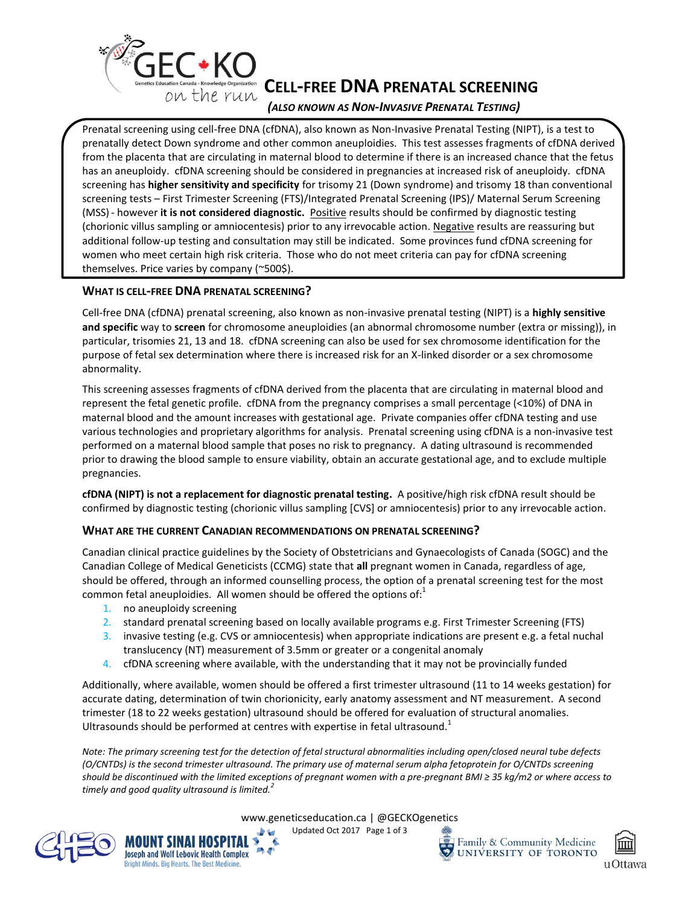# CELL-FREE DNA PRENATAL SCREENING

*(ALSO KNOWN AS NON-INVASIVE PRENATAL TESTING)*

Prenatal screening using cell-free DNA (cfDNA), also known as Non-Invasive Prenatal Testing (NIPT), is a test to prenatally detect Down syndrome and other common aneuploidies. This test assesses fragments of cfDNA derived from the placenta that are circulating in maternal blood to determine if there is an increased chance that the fetus has an aneuploidy. cfDNA screening should be considered in pregnancies at increased risk of aneuploidy. cfDNA screening has **higher sensitivity and specificity** for trisomy 21 (Down syndrome) and trisomy 18 than conventional screening tests – First Trimester Screening (FTS)/Integrated Prenatal Screening (IPS)/ Maternal Serum Screening (MSS) - however **it is not considered diagnostic.** Positive results should be confirmed by diagnostic testing (chorionic villus sampling or amniocentesis) prior to any irrevocable action. Negative results are reassuring but additional follow-up testing and consultation may still be indicated. Some provinces fund cfDNA screening for women who meet certain high risk criteria. Those who do not meet criteria can pay for cfDNA screening themselves. Price varies by company (~500$).

## WHAT IS CELL-FREE DNA PRENATAL SCREENING?

Cell-free DNA (cfDNA) prenatal screening, also known as non-invasive prenatal testing (NIPT) is a **highly sensitive and specific** way to **screen** for chromosome aneuploidies (an abnormal chromosome number (extra or missing)), in particular, trisomies 21, 13 and 18. cfDNA screening can also be used for sex chromosome identification for the purpose of fetal sex determination where there is increased risk for an X-linked disorder or a sex chromosome abnormality.

This screening assesses fragments of cfDNA derived from the placenta that are circulating in maternal blood and represent the fetal genetic profile. cfDNA from the pregnancy comprises a small percentage (<10%) of DNA in maternal blood and the amount increases with gestational age. Private companies offer cfDNA testing and use various technologies and proprietary algorithms for analysis. Prenatal screening using cfDNA is a non-invasive test performed on a maternal blood sample that poses no risk to pregnancy. A dating ultrasound is recommended prior to drawing the blood sample to ensure viability, obtain an accurate gestational age, and to exclude multiple pregnancies.

**cfDNA (NIPT) is not a replacement for diagnostic prenatal testing.** A positive/high risk cfDNA result should be confirmed by diagnostic testing (chorionic villus sampling [CVS] or amniocentesis) prior to any irrevocable action.

## WHAT ARE THE CURRENT CANADIAN RECOMMENDATIONS ON PRENATAL SCREENING?

Canadian clinical practice guidelines by the Society of Obstetricians and Gynaecologists of Canada (SOGC) and the Canadian College of Medical Geneticists (CCMG) state that **all** pregnant women in Canada, regardless of age, should be offered, through an informed counselling process, the option of a prenatal screening test for the most common fetal aneuploidies. All women should be offered the options of:[1]

1. no aneuploidy screening
2. standard prenatal screening based on locally available programs e.g. First Trimester Screening (FTS)
3. invasive testing (e.g. CVS or amniocentesis) when appropriate indications are present e.g. a fetal nuchal translucency (NT) measurement of 3.5mm or greater or a congenital anomaly
4. cfDNA screening where available, with the understanding that it may not be provincially funded

Additionally, where available, women should be offered a first trimester ultrasound (11 to 14 weeks gestation) for accurate dating, determination of twin chorionicity, early anatomy assessment and NT measurement. A second trimester (18 to 22 weeks gestation) ultrasound should be offered for evaluation of structural anomalies. Ultrasounds should be performed at centres with expertise in fetal ultrasound.[1]

*Note: The primary screening test for the detection of fetal structural abnormalities including open/closed neural tube defects (O/CNTDs) is the second trimester ultrasound. The primary use of maternal serum alpha fetoprotein for O/CNTDs screening should be discontinued with the limited exceptions of pregnant women with a pre-pregnant BMI ≥ 35 kg/m2 or where access to timely and good quality ultrasound is limited.*[2]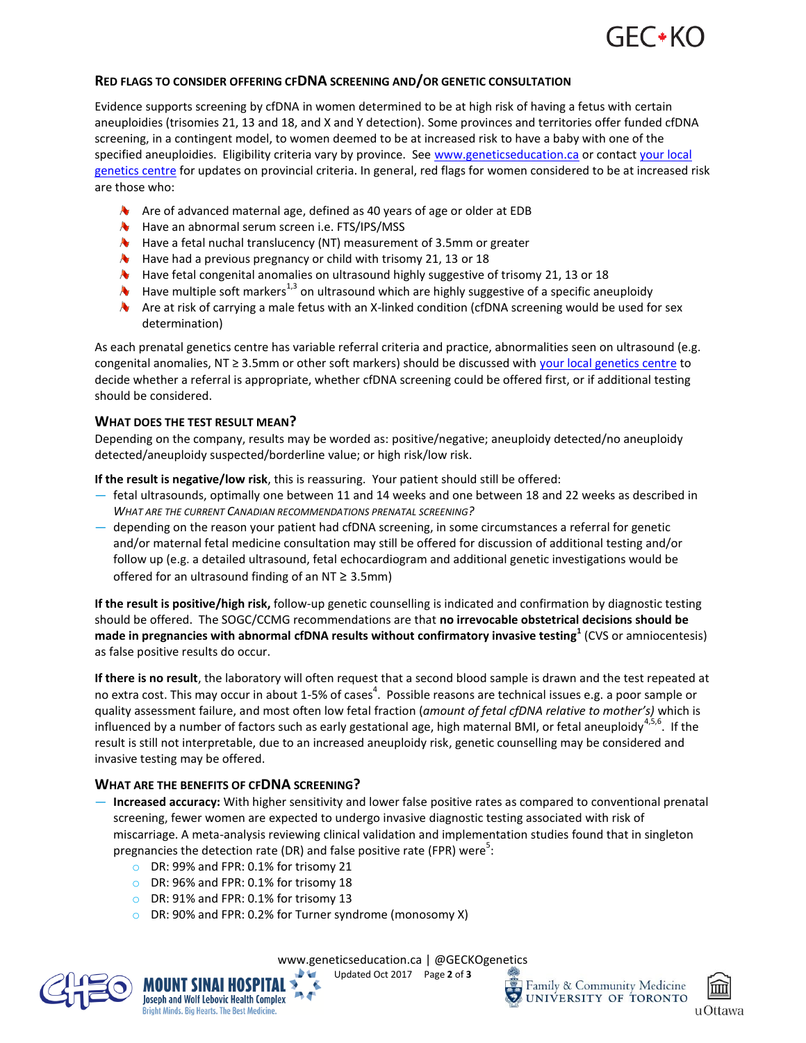## Red flags to consider offering cfDNA screening and/or genetic consultation

Evidence supports screening by cfDNA in women determined to be at high risk of having a fetus with certain aneuploidies (trisomies 21, 13 and 18, and X and Y detection). Some provinces and territories offer funded cfDNA screening, in a contingent model, to women deemed to be at increased risk to have a baby with one of the specified aneuploidies. Eligibility criteria vary by province. See www.geneticseducation.ca or contact your local genetics centre for updates on provincial criteria. In general, red flags for women considered to be at increased risk are those who:

- Are of advanced maternal age, defined as 40 years of age or older at EDB
- Have an abnormal serum screen i.e. FTS/IPS/MSS
- Have a fetal nuchal translucency (NT) measurement of 3.5mm or greater
- Have had a previous pregnancy or child with trisomy 21, 13 or 18
- Have fetal congenital anomalies on ultrasound highly suggestive of trisomy 21, 13 or 18
- Have multiple soft markers[1,3] on ultrasound which are highly suggestive of a specific aneuploidy
- Are at risk of carrying a male fetus with an X-linked condition (cfDNA screening would be used for sex determination)

As each prenatal genetics centre has variable referral criteria and practice, abnormalities seen on ultrasound (e.g. congenital anomalies, NT ≥ 3.5mm or other soft markers) should be discussed with your local genetics centre to decide whether a referral is appropriate, whether cfDNA screening could be offered first, or if additional testing should be considered.

## What does the test result mean?

Depending on the company, results may be worded as: positive/negative; aneuploidy detected/no aneuploidy detected/aneuploidy suspected/borderline value; or high risk/low risk.

**If the result is negative/low risk**, this is reassuring. Your patient should still be offered:

- fetal ultrasounds, optimally one between 11 and 14 weeks and one between 18 and 22 weeks as described in *What are the current Canadian recommendations prenatal screening?*
- depending on the reason your patient had cfDNA screening, in some circumstances a referral for genetic and/or maternal fetal medicine consultation may still be offered for discussion of additional testing and/or follow up (e.g. a detailed ultrasound, fetal echocardiogram and additional genetic investigations would be offered for an ultrasound finding of an NT ≥ 3.5mm)

**If the result is positive/high risk,** follow-up genetic counselling is indicated and confirmation by diagnostic testing should be offered. The SOGC/CCMG recommendations are that **no irrevocable obstetrical decisions should be made in pregnancies with abnormal cfDNA results without confirmatory invasive testing**[1] (CVS or amniocentesis) as false positive results do occur.

**If there is no result**, the laboratory will often request that a second blood sample is drawn and the test repeated at no extra cost. This may occur in about 1-5% of cases[4]. Possible reasons are technical issues e.g. a poor sample or quality assessment failure, and most often low fetal fraction (*amount of fetal cfDNA relative to mother's)* which is influenced by a number of factors such as early gestational age, high maternal BMI, or fetal aneuploidy[4,5,6]. If the result is still not interpretable, due to an increased aneuploidy risk, genetic counselling may be considered and invasive testing may be offered.

## What are the benefits of cfDNA screening?

- **Increased accuracy:** With higher sensitivity and lower false positive rates as compared to conventional prenatal screening, fewer women are expected to undergo invasive diagnostic testing associated with risk of miscarriage. A meta-analysis reviewing clinical validation and implementation studies found that in singleton pregnancies the detection rate (DR) and false positive rate (FPR) were[5]:
  - DR: 99% and FPR: 0.1% for trisomy 21
  - DR: 96% and FPR: 0.1% for trisomy 18
  - DR: 91% and FPR: 0.1% for trisomy 13
  - DR: 90% and FPR: 0.2% for Turner syndrome (monosomy X)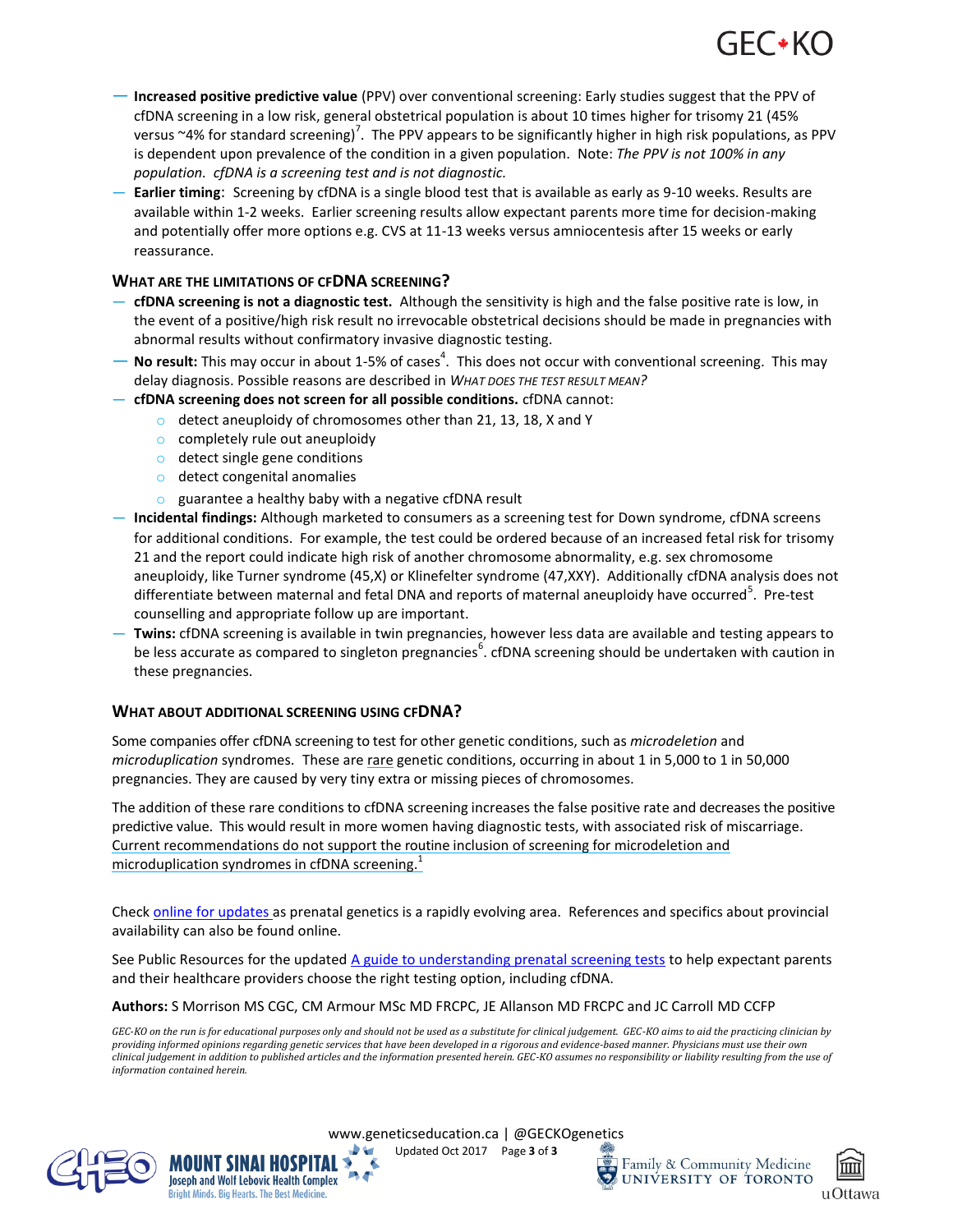- **Increased positive predictive value** (PPV) over conventional screening: Early studies suggest that the PPV of cfDNA screening in a low risk, general obstetrical population is about 10 times higher for trisomy 21 (45% versus ~4% for standard screening)[7]. The PPV appears to be significantly higher in high risk populations, as PPV is dependent upon prevalence of the condition in a given population. Note: *The PPV is not 100% in any population. cfDNA is a screening test and is not diagnostic.*
- **Earlier timing**: Screening by cfDNA is a single blood test that is available as early as 9-10 weeks. Results are available within 1-2 weeks. Earlier screening results allow expectant parents more time for decision-making and potentially offer more options e.g. CVS at 11-13 weeks versus amniocentesis after 15 weeks or early reassurance.

### WHAT ARE THE LIMITATIONS OF CFDNA SCREENING?

- **cfDNA screening is not a diagnostic test.** Although the sensitivity is high and the false positive rate is low, in the event of a positive/high risk result no irrevocable obstetrical decisions should be made in pregnancies with abnormal results without confirmatory invasive diagnostic testing.
- **No result:** This may occur in about 1-5% of cases[4]. This does not occur with conventional screening. This may delay diagnosis. Possible reasons are described in *WHAT DOES THE TEST RESULT MEAN?*
- **cfDNA screening does not screen for all possible conditions.** cfDNA cannot:
  - detect aneuploidy of chromosomes other than 21, 13, 18, X and Y
  - completely rule out aneuploidy
  - detect single gene conditions
  - detect congenital anomalies
  - guarantee a healthy baby with a negative cfDNA result
- **Incidental findings:** Although marketed to consumers as a screening test for Down syndrome, cfDNA screens for additional conditions. For example, the test could be ordered because of an increased fetal risk for trisomy 21 and the report could indicate high risk of another chromosome abnormality, e.g. sex chromosome aneuploidy, like Turner syndrome (45,X) or Klinefelter syndrome (47,XXY). Additionally cfDNA analysis does not differentiate between maternal and fetal DNA and reports of maternal aneuploidy have occurred[5]. Pre-test counselling and appropriate follow up are important.
- **Twins:** cfDNA screening is available in twin pregnancies, however less data are available and testing appears to be less accurate as compared to singleton pregnancies[6]. cfDNA screening should be undertaken with caution in these pregnancies.

### WHAT ABOUT ADDITIONAL SCREENING USING CFDNA?

Some companies offer cfDNA screening to test for other genetic conditions, such as *microdeletion* and *microduplication* syndromes. These are rare genetic conditions, occurring in about 1 in 5,000 to 1 in 50,000 pregnancies. They are caused by very tiny extra or missing pieces of chromosomes.

The addition of these rare conditions to cfDNA screening increases the false positive rate and decreases the positive predictive value. This would result in more women having diagnostic tests, with associated risk of miscarriage. Current recommendations do not support the routine inclusion of screening for microdeletion and microduplication syndromes in cfDNA screening.[1]

Check online for updates as prenatal genetics is a rapidly evolving area. References and specifics about provincial availability can also be found online.

See Public Resources for the updated A guide to understanding prenatal screening tests to help expectant parents and their healthcare providers choose the right testing option, including cfDNA.

**Authors:** S Morrison MS CGC, CM Armour MSc MD FRCPC, JE Allanson MD FRCPC and JC Carroll MD CCFP

*GEC-KO on the run is for educational purposes only and should not be used as a substitute for clinical judgement. GEC-KO aims to aid the practicing clinician by providing informed opinions regarding genetic services that have been developed in a rigorous and evidence-based manner. Physicians must use their own clinical judgement in addition to published articles and the information presented herein. GEC-KO assumes no responsibility or liability resulting from the use of information contained herein.*

www.geneticseducation.ca | @GECKOgenetics

Updated Oct 2017